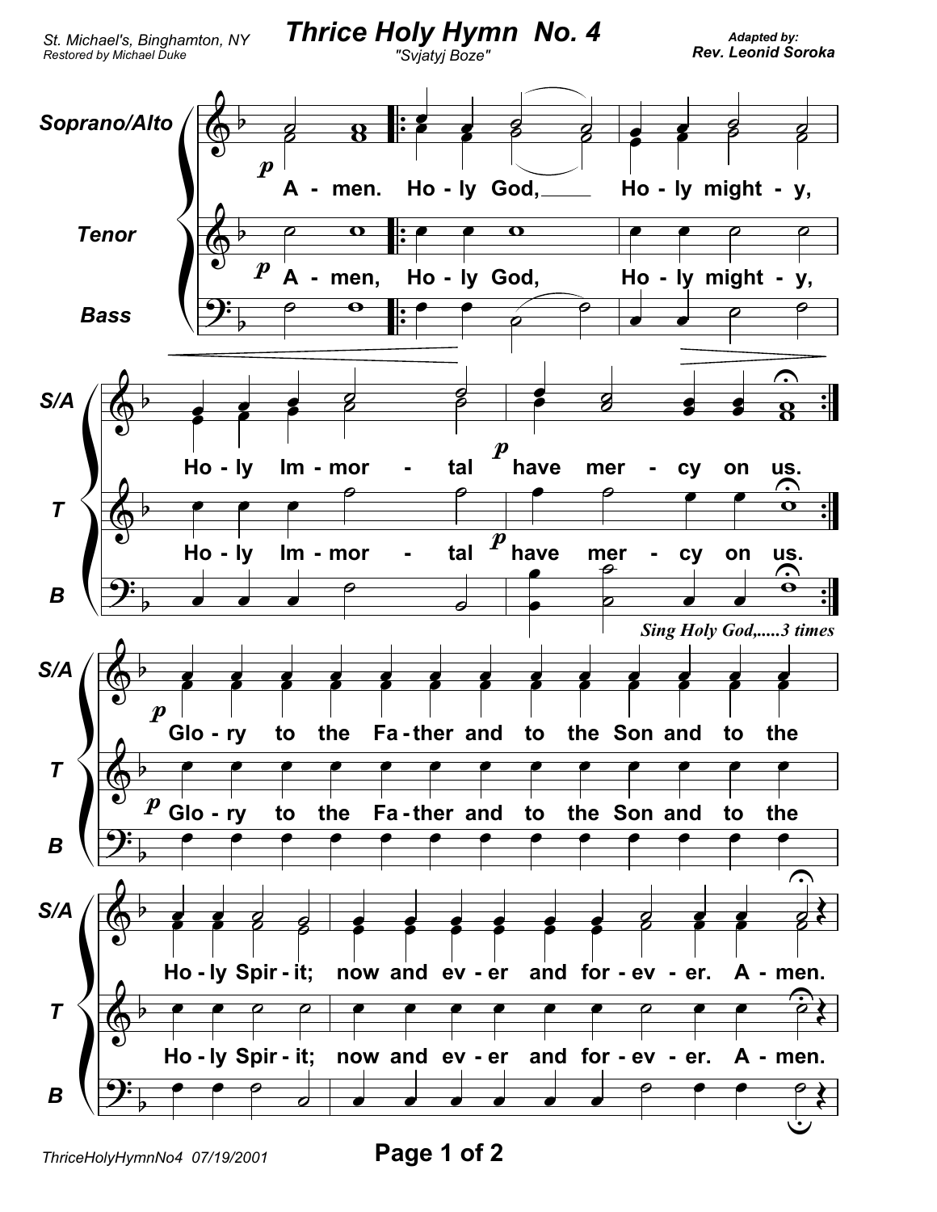St. Michael's, Binghamton, NY
Restored by Michael Duke

# Thrice Holy Hymn No. 4

"Svjatyj Boze"

Adapted by:
**Rev. Leonid Soroka**

Soprano/Alto, Tenor, Bass

A - men. Ho - ly God, Ho - ly might - y,

Ho - ly Im - mor - tal have mer - cy on us.

*Sing Holy God,.....3 times*

Glo - ry to the Fa - ther and to the Son and to the

Ho - ly Spir - it; now and ev - er and for - ev - er. A - men.

ThriceHolyHymnNo4 07/19/2001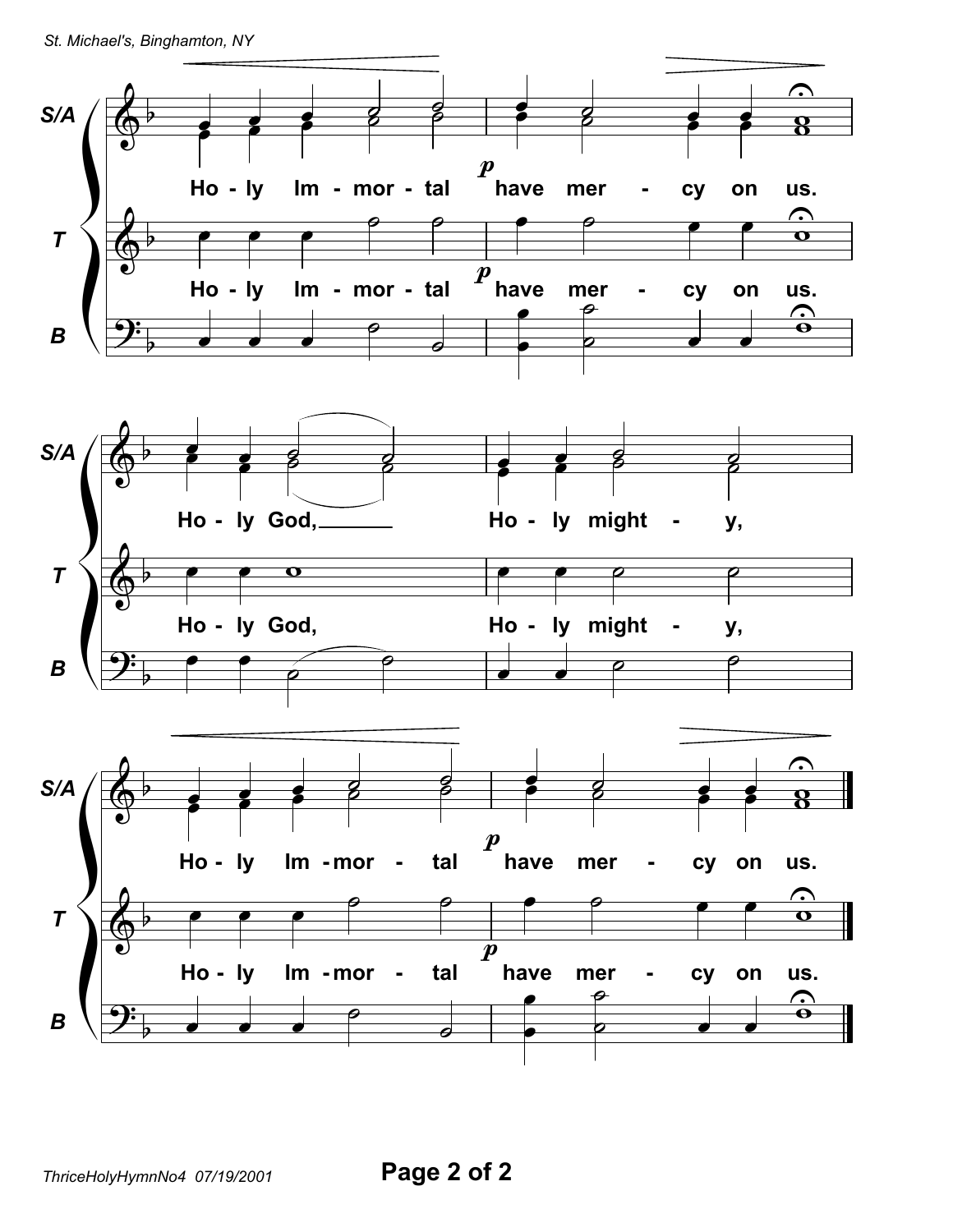Ho - ly Im - mor - tal have mer - cy on us.

Ho - ly God, Ho - ly might - y,

Ho - ly Im - mor - tal have mer - cy on us.